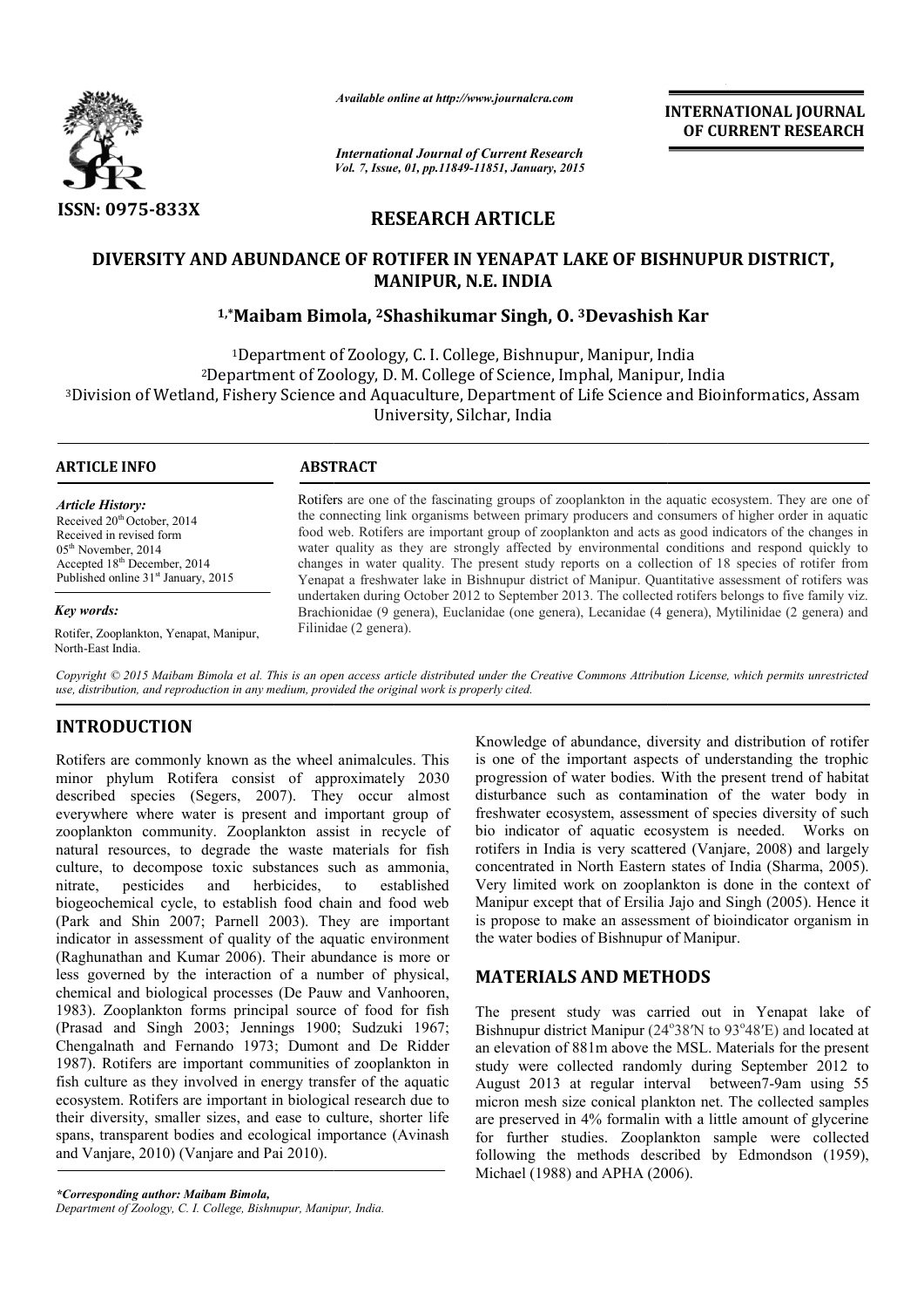ISSN: 0975-833X

*Available online at http://www.journalcra.com*

*International Journal of Current Research*
*Vol. 7, Issue, 01, pp.11849-11851, January, 2015*

**INTERNATIONAL JOURNAL OF CURRENT RESEARCH**

## RESEARCH ARTICLE

# DIVERSITY AND ABUNDANCE OF ROTIFER IN YENAPAT LAKE OF BISHNUPUR DISTRICT, MANIPUR, N.E. INDIA

**[1,*]Maibam Bimola, [2]Shashikumar Singh, O. [3]Devashish Kar**

[1]Department of Zoology, C. I. College, Bishnupur, Manipur, India
[2]Department of Zoology, D. M. College of Science, Imphal, Manipur, India
[3]Division of Wetland, Fishery Science and Aquaculture, Department of Life Science and Bioinformatics, Assam University, Silchar, India

**ARTICLE INFO**

*Article History:*
Received 20[th] October, 2014
Received in revised form
05[th] November, 2014
Accepted 18[th] December, 2014
Published online 31[st] January, 2015

*Key words:*
Rotifer, Zooplankton, Yenapat, Manipur, North-East India.

**ABSTRACT**

Rotifers are one of the fascinating groups of zooplankton in the aquatic ecosystem. They are one of the connecting link organisms between primary producers and consumers of higher order in aquatic food web. Rotifers are important group of zooplankton and acts as good indicators of the changes in water quality as they are strongly affected by environmental conditions and respond quickly to changes in water quality. The present study reports on a collection of 18 species of rotifer from Yenapat a freshwater lake in Bishnupur district of Manipur. Quantitative assessment of rotifers was undertaken during October 2012 to September 2013. The collected rotifers belongs to five family viz. Brachionidae (9 genera), Euclanidae (one genera), Lecanidae (4 genera), Mytilinidae (2 genera) and Filinidae (2 genera).

*Copyright © 2015 Maibam Bimola et al. This is an open access article distributed under the Creative Commons Attribution License, which permits unrestricted use, distribution, and reproduction in any medium, provided the original work is properly cited.*

## INTRODUCTION

Rotifers are commonly known as the wheel animalcules. This minor phylum Rotifera consist of approximately 2030 described species (Segers, 2007). They occur almost everywhere where water is present and important group of zooplankton community. Zooplankton assist in recycle of natural resources, to degrade the waste materials for fish culture, to decompose toxic substances such as ammonia, nitrate, pesticides and herbicides, to established biogeochemical cycle, to establish food chain and food web (Park and Shin 2007; Parnell 2003). They are important indicator in assessment of quality of the aquatic environment (Raghunathan and Kumar 2006). Their abundance is more or less governed by the interaction of a number of physical, chemical and biological processes (De Pauw and Vanhooren, 1983). Zooplankton forms principal source of food for fish (Prasad and Singh 2003; Jennings 1900; Sudzuki 1967; Chengalnath and Fernando 1973; Dumont and De Ridder 1987). Rotifers are important communities of zooplankton in fish culture as they involved in energy transfer of the aquatic ecosystem. Rotifers are important in biological research due to their diversity, smaller sizes, and ease to culture, shorter life spans, transparent bodies and ecological importance (Avinash and Vanjare, 2010) (Vanjare and Pai 2010).

Knowledge of abundance, diversity and distribution of rotifer is one of the important aspects of understanding the trophic progression of water bodies. With the present trend of habitat disturbance such as contamination of the water body in freshwater ecosystem, assessment of species diversity of such bio indicator of aquatic ecosystem is needed. Works on rotifers in India is very scattered (Vanjare, 2008) and largely concentrated in North Eastern states of India (Sharma, 2005). Very limited work on zooplankton is done in the context of Manipur except that of Ersilia Jajo and Singh (2005). Hence it is propose to make an assessment of bioindicator organism in the water bodies of Bishnupur of Manipur.

## MATERIALS AND METHODS

The present study was carried out in Yenapat lake of Bishnupur district Manipur (24°38′N to 93°48′E) and located at an elevation of 881m above the MSL. Materials for the present study were collected randomly during September 2012 to August 2013 at regular interval between7-9am using 55 micron mesh size conical plankton net. The collected samples are preserved in 4% formalin with a little amount of glycerine for further studies. Zooplankton sample were collected following the methods described by Edmondson (1959), Michael (1988) and APHA (2006).

*\*Corresponding author: Maibam Bimola,*
*Department of Zoology, C. I. College, Bishnupur, Manipur, India.*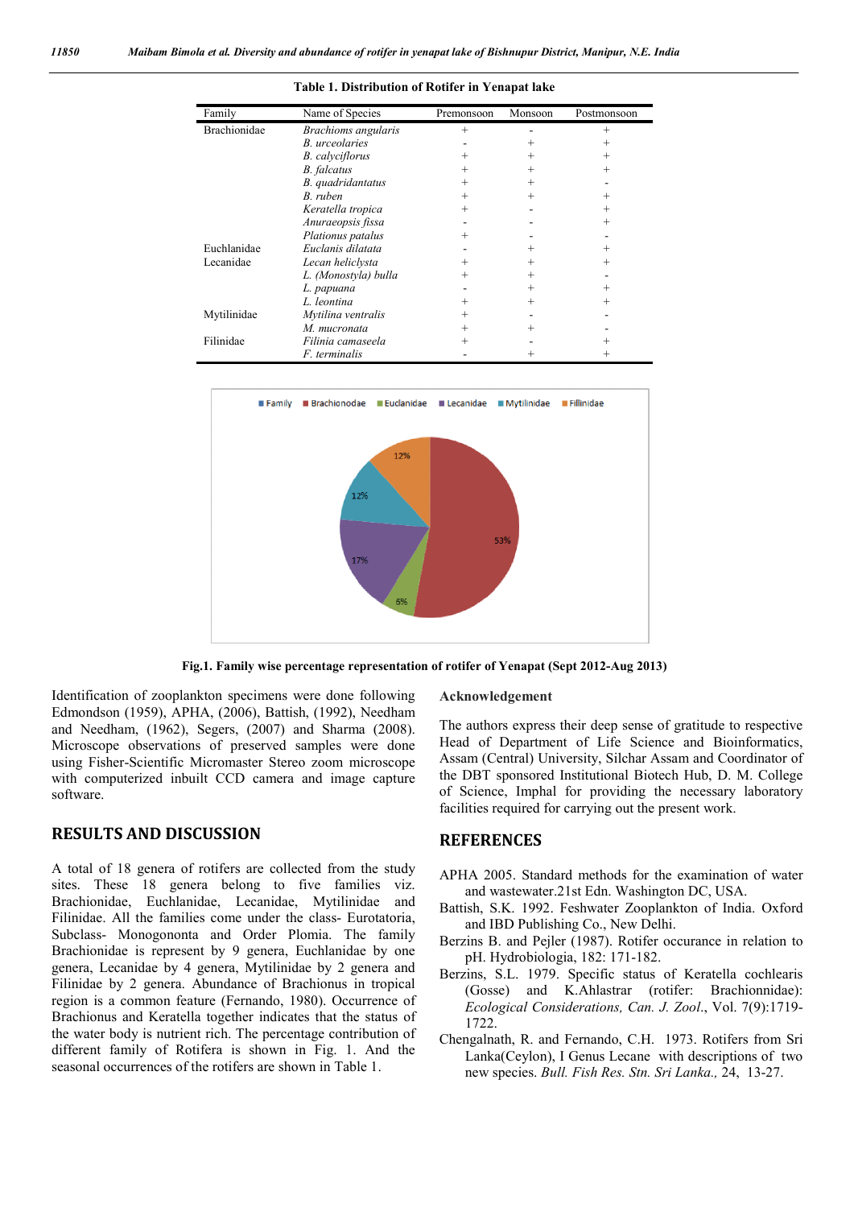**Table 1. Distribution of Rotifer in Yenapat lake**

| Family | Name of Species | Premonsoon | Monsoon | Postmonsoon |
|---|---|---|---|---|
| Brachionidae | *Brachioms angularis* | + | - | + |
| | *B. urceolaries* | - | + | + |
| | *B. calyciflorus* | + | + | + |
| | *B. falcatus* | + | + | + |
| | *B. quadridantatus* | + | + | - |
| | *B. ruben* | + | + | + |
| | *Keratella tropica* | + | - | + |
| | *Anuraeopsis fissa* | - | - | + |
| | *Plationus patalus* | + | - | - |
| Euchlanidae | *Euclanis dilatata* | - | + | + |
| Lecanidae | *Lecan heliclysta* | + | + | + |
| | *L. (Monostyla) bulla* | + | + | - |
| | *L. papuana* | - | + | + |
| | *L. leontina* | + | + | + |
| Mytilinidae | *Mytilina ventralis* | + | - | - |
| | *M. mucronata* | + | + | - |
| Filinidae | *Filinia camaseela* | + | - | + |
| | *F. terminalis* | - | + | + |

**Fig.1. Family wise percentage representation of rotifer of Yenapat (Sept 2012-Aug 2013)**

Identification of zooplankton specimens were done following Edmondson (1959), APHA, (2006), Battish, (1992), Needham and Needham, (1962), Segers, (2007) and Sharma (2008). Microscope observations of preserved samples were done using Fisher-Scientific Micromaster Stereo zoom microscope with computerized inbuilt CCD camera and image capture software.

## RESULTS AND DISCUSSION

A total of 18 genera of rotifers are collected from the study sites. These 18 genera belong to five families viz. Brachionidae, Euchlanidae, Lecanidae, Mytilinidae and Filinidae. All the families come under the class- Eurotatoria, Subclass- Monogononta and Order Plomia. The family Brachionidae is represent by 9 genera, Euchlanidae by one genera, Lecanidae by 4 genera, Mytilinidae by 2 genera and Filinidae by 2 genera. Abundance of Brachionus in tropical region is a common feature (Fernando, 1980). Occurrence of Brachionus and Keratella together indicates that the status of the water body is nutrient rich. The percentage contribution of different family of Rotifera is shown in Fig. 1. And the seasonal occurrences of the rotifers are shown in Table 1.

## Acknowledgement

The authors express their deep sense of gratitude to respective Head of Department of Life Science and Bioinformatics, Assam (Central) University, Silchar Assam and Coordinator of the DBT sponsored Institutional Biotech Hub, D. M. College of Science, Imphal for providing the necessary laboratory facilities required for carrying out the present work.

## REFERENCES

APHA 2005. Standard methods for the examination of water and wastewater.21st Edn. Washington DC, USA.

Battish, S.K. 1992. Feshwater Zooplankton of India. Oxford and IBD Publishing Co., New Delhi.

Berzins B. and Pejler (1987). Rotifer occurance in relation to pH. Hydrobiologia, 182: 171-182.

Berzins, S.L. 1979. Specific status of Keratella cochlearis (Gosse) and K.Ahlastrar (rotifer: Brachionnidae): *Ecological Considerations, Can. J. Zool*., Vol. 7(9):1719-1722.

Chengalnath, R. and Fernando, C.H. 1973. Rotifers from Sri Lanka(Ceylon), I Genus Lecane with descriptions of two new species. *Bull. Fish Res. Stn. Sri Lanka.,* 24, 13-27.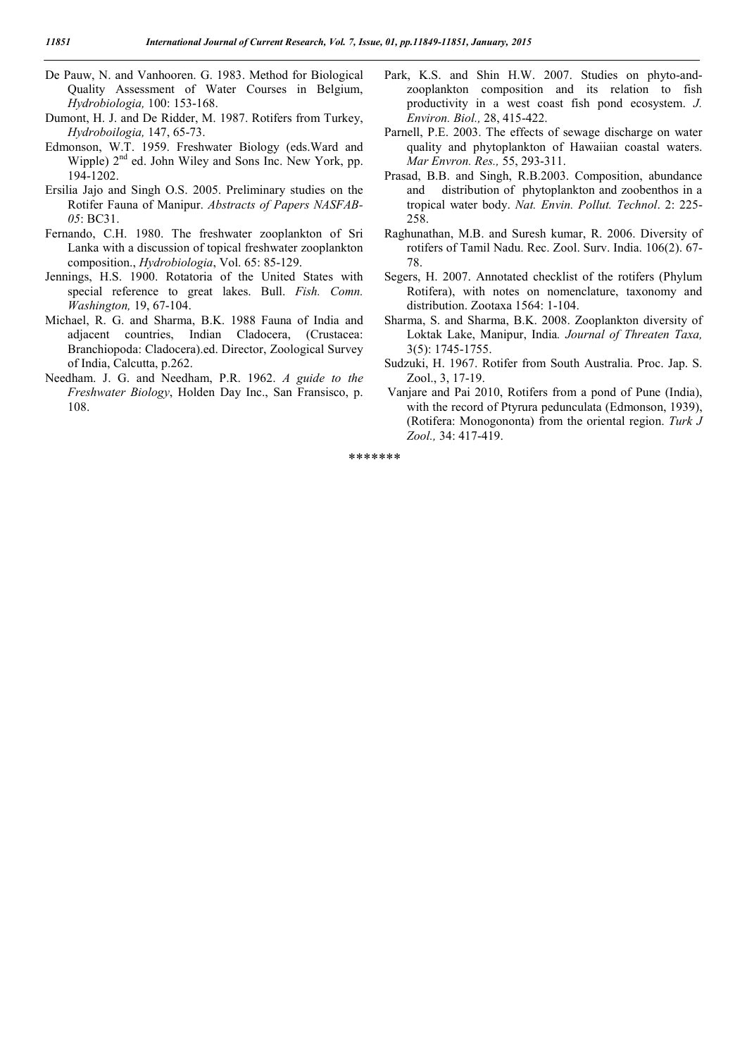De Pauw, N. and Vanhooren. G. 1983. Method for Biological Quality Assessment of Water Courses in Belgium, *Hydrobiologia,* 100: 153-168.

Dumont, H. J. and De Ridder, M. 1987. Rotifers from Turkey, *Hydroboilogia,* 147, 65-73.

Edmonson, W.T. 1959. Freshwater Biology (eds.Ward and Wipple) 2nd ed. John Wiley and Sons Inc. New York, pp. 194-1202.

Ersilia Jajo and Singh O.S. 2005. Preliminary studies on the Rotifer Fauna of Manipur. *Abstracts of Papers NASFAB-05*: BC31.

Fernando, C.H. 1980. The freshwater zooplankton of Sri Lanka with a discussion of topical freshwater zooplankton composition., *Hydrobiologia*, Vol. 65: 85-129.

Jennings, H.S. 1900. Rotatoria of the United States with special reference to great lakes. Bull. *Fish. Comn. Washington,* 19, 67-104.

Michael, R. G. and Sharma, B.K. 1988 Fauna of India and adjacent countries, Indian Cladocera, (Crustacea: Branchiopoda: Cladocera).ed. Director, Zoological Survey of India, Calcutta, p.262.

Needham. J. G. and Needham, P.R. 1962. *A guide to the Freshwater Biology*, Holden Day Inc., San Fransisco, p. 108.

Park, K.S. and Shin H.W. 2007. Studies on phyto-and-zooplankton composition and its relation to fish productivity in a west coast fish pond ecosystem. *J. Environ. Biol.,* 28, 415-422.

Parnell, P.E. 2003. The effects of sewage discharge on water quality and phytoplankton of Hawaiian coastal waters. *Mar Envron. Res.,* 55, 293-311.

Prasad, B.B. and Singh, R.B.2003. Composition, abundance and distribution of phytoplankton and zoobenthos in a tropical water body. *Nat. Envin. Pollut. Technol*. 2: 225-258.

Raghunathan, M.B. and Suresh kumar, R. 2006. Diversity of rotifers of Tamil Nadu. Rec. Zool. Surv. India. 106(2). 67-78.

Segers, H. 2007. Annotated checklist of the rotifers (Phylum Rotifera), with notes on nomenclature, taxonomy and distribution. Zootaxa 1564: 1-104.

Sharma, S. and Sharma, B.K. 2008. Zooplankton diversity of Loktak Lake, Manipur, India*. Journal of Threaten Taxa,* 3(5): 1745-1755.

Sudzuki, H. 1967. Rotifer from South Australia. Proc. Jap. S. Zool., 3, 17-19.

Vanjare and Pai 2010, Rotifers from a pond of Pune (India), with the record of Ptyrura pedunculata (Edmonson, 1939), (Rotifera: Monogononta) from the oriental region. *Turk J Zool.,* 34: 417-419.

*******